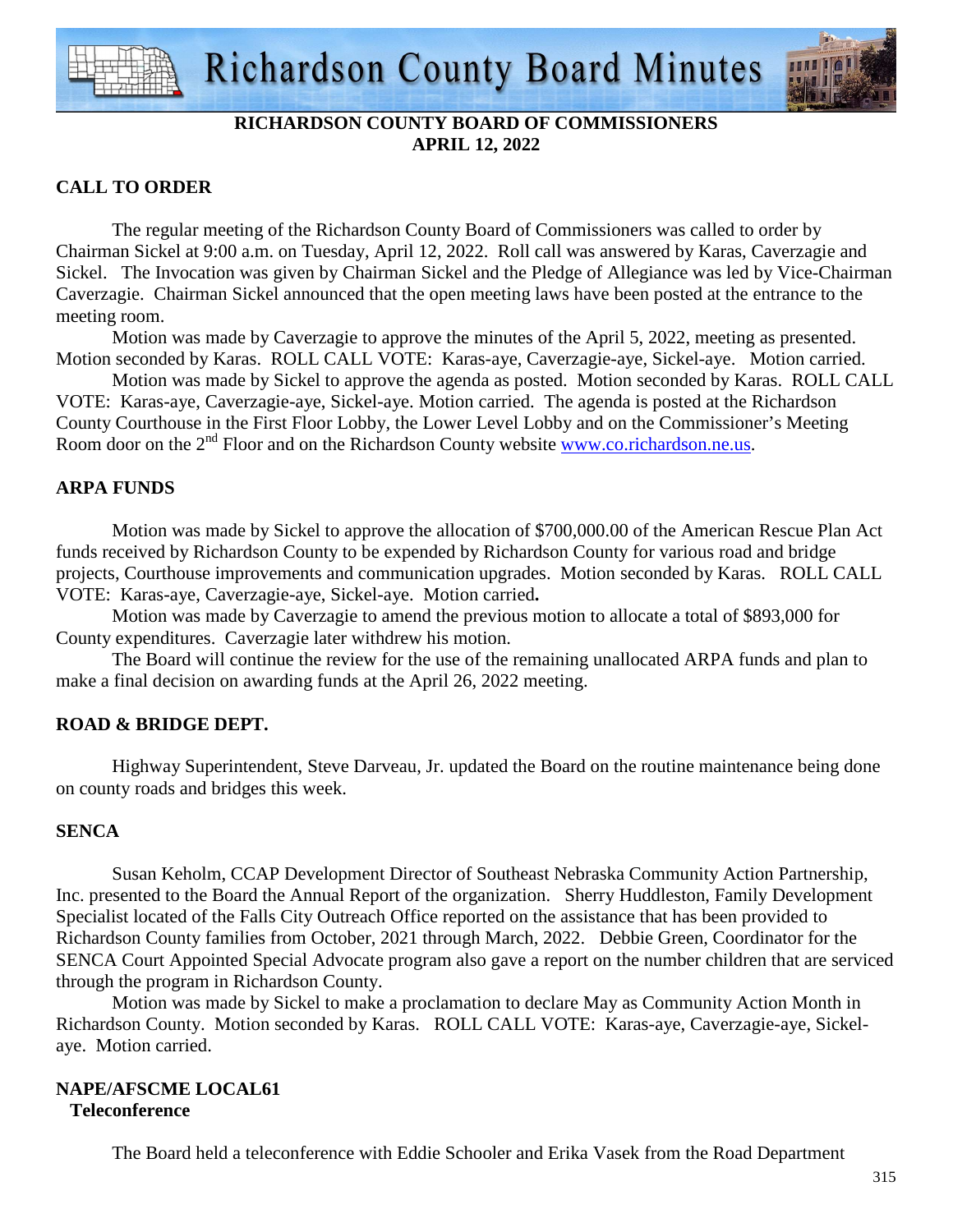# Richardson County Board Minutes

**RICHARDSON COUNTY BOARD OF COMMISSIONERS**
**APRIL 12, 2022**

## CALL TO ORDER

The regular meeting of the Richardson County Board of Commissioners was called to order by Chairman Sickel at 9:00 a.m. on Tuesday, April 12, 2022. Roll call was answered by Karas, Caverzagie and Sickel. The Invocation was given by Chairman Sickel and the Pledge of Allegiance was led by Vice-Chairman Caverzagie. Chairman Sickel announced that the open meeting laws have been posted at the entrance to the meeting room.

Motion was made by Caverzagie to approve the minutes of the April 5, 2022, meeting as presented. Motion seconded by Karas. ROLL CALL VOTE: Karas-aye, Caverzagie-aye, Sickel-aye. Motion carried.

Motion was made by Sickel to approve the agenda as posted. Motion seconded by Karas. ROLL CALL VOTE: Karas-aye, Caverzagie-aye, Sickel-aye. Motion carried. The agenda is posted at the Richardson County Courthouse in the First Floor Lobby, the Lower Level Lobby and on the Commissioner's Meeting Room door on the 2nd Floor and on the Richardson County website www.co.richardson.ne.us.

## ARPA FUNDS

Motion was made by Sickel to approve the allocation of $700,000.00 of the American Rescue Plan Act funds received by Richardson County to be expended by Richardson County for various road and bridge projects, Courthouse improvements and communication upgrades. Motion seconded by Karas. ROLL CALL VOTE: Karas-aye, Caverzagie-aye, Sickel-aye. Motion carried**.**

Motion was made by Caverzagie to amend the previous motion to allocate a total of $893,000 for County expenditures. Caverzagie later withdrew his motion.

The Board will continue the review for the use of the remaining unallocated ARPA funds and plan to make a final decision on awarding funds at the April 26, 2022 meeting.

## ROAD & BRIDGE DEPT.

Highway Superintendent, Steve Darveau, Jr. updated the Board on the routine maintenance being done on county roads and bridges this week.

## SENCA

Susan Keholm, CCAP Development Director of Southeast Nebraska Community Action Partnership, Inc. presented to the Board the Annual Report of the organization. Sherry Huddleston, Family Development Specialist located of the Falls City Outreach Office reported on the assistance that has been provided to Richardson County families from October, 2021 through March, 2022. Debbie Green, Coordinator for the SENCA Court Appointed Special Advocate program also gave a report on the number children that are serviced through the program in Richardson County.

Motion was made by Sickel to make a proclamation to declare May as Community Action Month in Richardson County. Motion seconded by Karas. ROLL CALL VOTE: Karas-aye, Caverzagie-aye, Sickel-aye. Motion carried.

## NAPE/AFSCME LOCAL61

### Teleconference

The Board held a teleconference with Eddie Schooler and Erika Vasek from the Road Department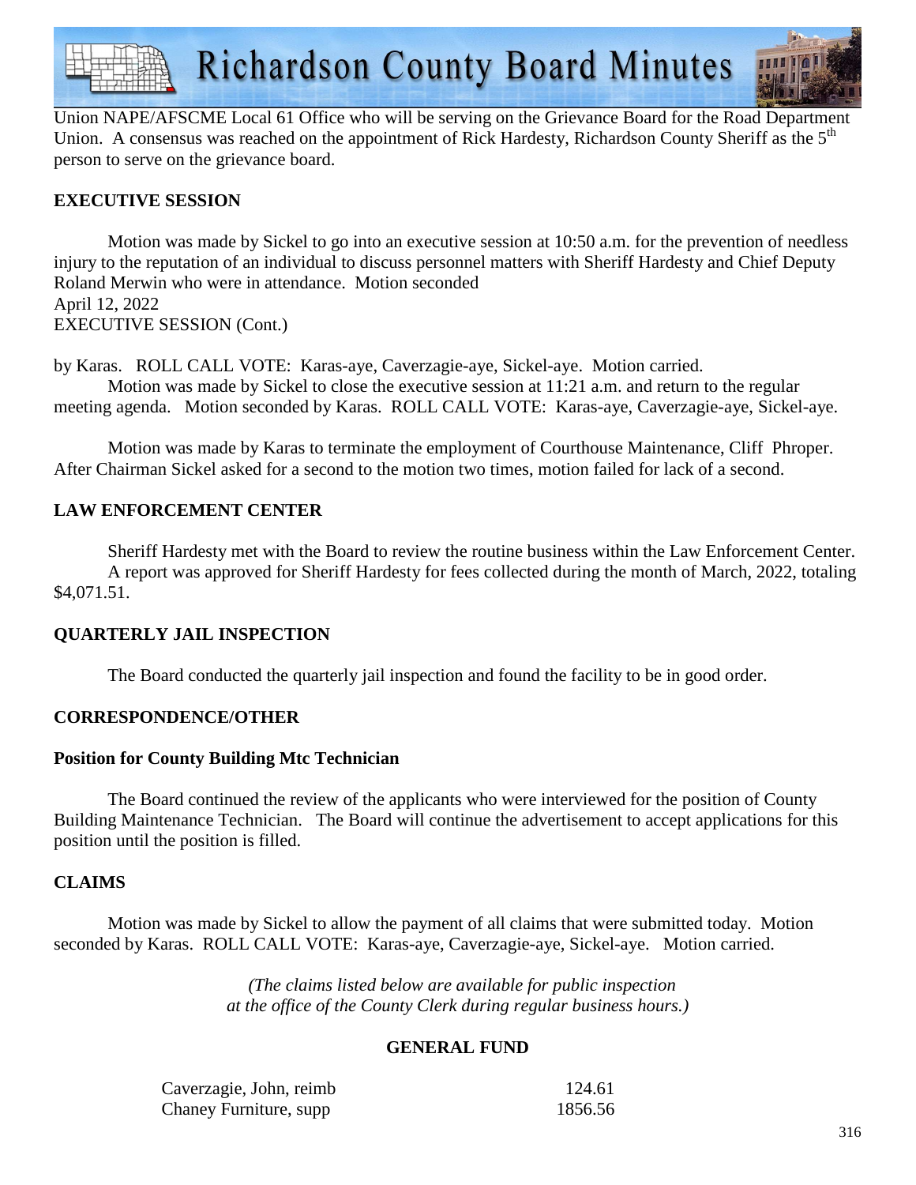Union NAPE/AFSCME Local 61 Office who will be serving on the Grievance Board for the Road Department Union. A consensus was reached on the appointment of Rick Hardesty, Richardson County Sheriff as the 5th person to serve on the grievance board.

## EXECUTIVE SESSION

Motion was made by Sickel to go into an executive session at 10:50 a.m. for the prevention of needless injury to the reputation of an individual to discuss personnel matters with Sheriff Hardesty and Chief Deputy Roland Merwin who were in attendance. Motion seconded

April 12, 2022

EXECUTIVE SESSION (Cont.)

by Karas. ROLL CALL VOTE: Karas-aye, Caverzagie-aye, Sickel-aye. Motion carried.

Motion was made by Sickel to close the executive session at 11:21 a.m. and return to the regular meeting agenda. Motion seconded by Karas. ROLL CALL VOTE: Karas-aye, Caverzagie-aye, Sickel-aye.

Motion was made by Karas to terminate the employment of Courthouse Maintenance, Cliff Phroper. After Chairman Sickel asked for a second to the motion two times, motion failed for lack of a second.

## LAW ENFORCEMENT CENTER

Sheriff Hardesty met with the Board to review the routine business within the Law Enforcement Center.

A report was approved for Sheriff Hardesty for fees collected during the month of March, 2022, totaling $4,071.51.

## QUARTERLY JAIL INSPECTION

The Board conducted the quarterly jail inspection and found the facility to be in good order.

## CORRESPONDENCE/OTHER

### Position for County Building Mtc Technician

The Board continued the review of the applicants who were interviewed for the position of County Building Maintenance Technician. The Board will continue the advertisement to accept applications for this position until the position is filled.

## CLAIMS

Motion was made by Sickel to allow the payment of all claims that were submitted today. Motion seconded by Karas. ROLL CALL VOTE: Karas-aye, Caverzagie-aye, Sickel-aye. Motion carried.

*(The claims listed below are available for public inspection at the office of the County Clerk during regular business hours.)*

### GENERAL FUND

| | |
|---|---|
| Caverzagie, John, reimb | 124.61 |
| Chaney Furniture, supp | 1856.56 |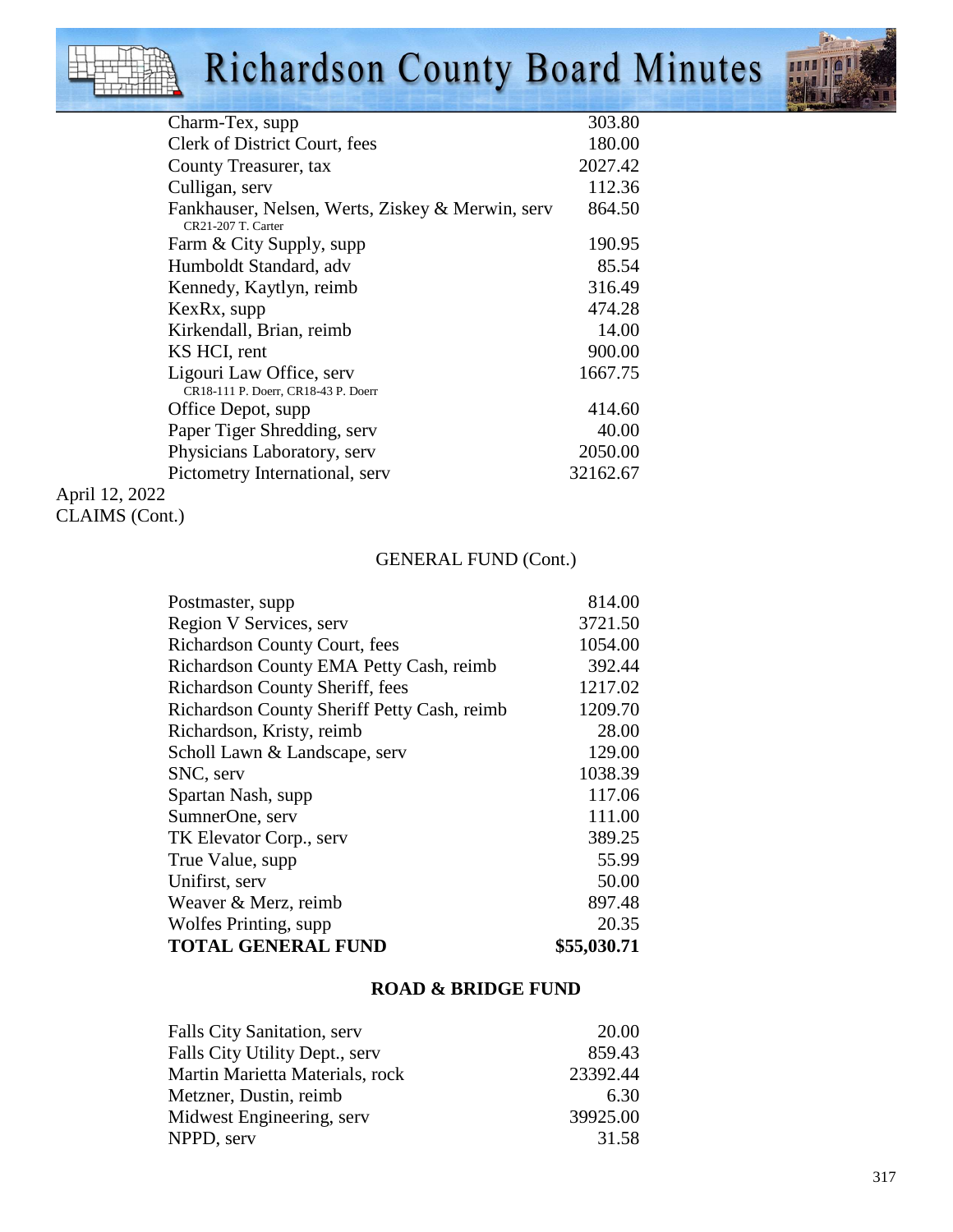| | |
|---|---|
| Charm-Tex, supp | 303.80 |
| Clerk of District Court, fees | 180.00 |
| County Treasurer, tax | 2027.42 |
| Culligan, serv | 112.36 |
| Fankhauser, Nelsen, Werts, Ziskey & Merwin, serv<br>CR21-207 T. Carter | 864.50 |
| Farm & City Supply, supp | 190.95 |
| Humboldt Standard, adv | 85.54 |
| Kennedy, Kaytlyn, reimb | 316.49 |
| KexRx, supp | 474.28 |
| Kirkendall, Brian, reimb | 14.00 |
| KS HCI, rent | 900.00 |
| Ligouri Law Office, serv<br>CR18-111 P. Doerr, CR18-43 P. Doerr | 1667.75 |
| Office Depot, supp | 414.60 |
| Paper Tiger Shredding, serv | 40.00 |
| Physicians Laboratory, serv | 2050.00 |
| Pictometry International, serv | 32162.67 |

April 12, 2022
CLAIMS (Cont.)

GENERAL FUND (Cont.)

| | |
|---|---|
| Postmaster, supp | 814.00 |
| Region V Services, serv | 3721.50 |
| Richardson County Court, fees | 1054.00 |
| Richardson County EMA Petty Cash, reimb | 392.44 |
| Richardson County Sheriff, fees | 1217.02 |
| Richardson County Sheriff Petty Cash, reimb | 1209.70 |
| Richardson, Kristy, reimb | 28.00 |
| Scholl Lawn & Landscape, serv | 129.00 |
| SNC, serv | 1038.39 |
| Spartan Nash, supp | 117.06 |
| SumnerOne, serv | 111.00 |
| TK Elevator Corp., serv | 389.25 |
| True Value, supp | 55.99 |
| Unifirst, serv | 50.00 |
| Weaver & Merz, reimb | 897.48 |
| Wolfes Printing, supp | 20.35 |
| **TOTAL GENERAL FUND** | **$55,030.71** |

**ROAD & BRIDGE FUND**

| | |
|---|---|
| Falls City Sanitation, serv | 20.00 |
| Falls City Utility Dept., serv | 859.43 |
| Martin Marietta Materials, rock | 23392.44 |
| Metzner, Dustin, reimb | 6.30 |
| Midwest Engineering, serv | 39925.00 |
| NPPD, serv | 31.58 |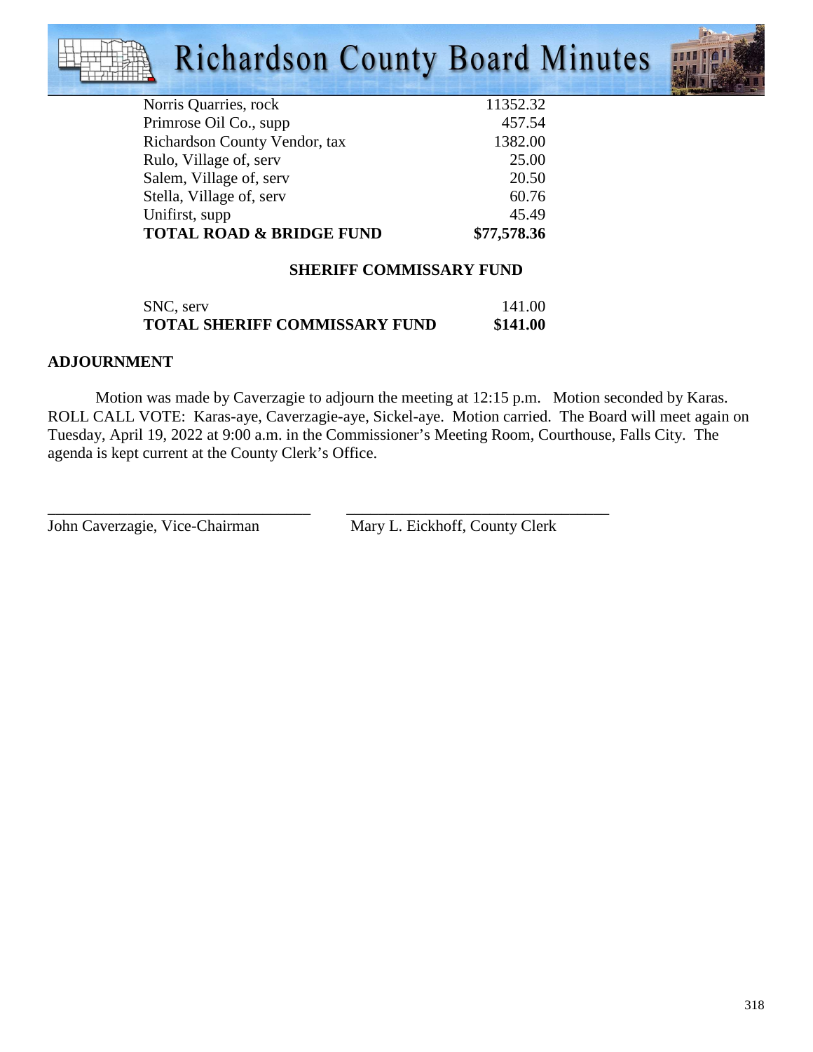| | |
|---|---|
| Norris Quarries, rock | 11352.32 |
| Primrose Oil Co., supp | 457.54 |
| Richardson County Vendor, tax | 1382.00 |
| Rulo, Village of, serv | 25.00 |
| Salem, Village of, serv | 20.50 |
| Stella, Village of, serv | 60.76 |
| Unifirst, supp | 45.49 |
| **TOTAL ROAD & BRIDGE FUND** | **$77,578.36** |

**SHERIFF COMMISSARY FUND**

| | |
|---|---|
| SNC, serv | 141.00 |
| **TOTAL SHERIFF COMMISSARY FUND** | **$141.00** |

**ADJOURNMENT**

Motion was made by Caverzagie to adjourn the meeting at 12:15 p.m. Motion seconded by Karas. ROLL CALL VOTE: Karas-aye, Caverzagie-aye, Sickel-aye. Motion carried. The Board will meet again on Tuesday, April 19, 2022 at 9:00 a.m. in the Commissioner's Meeting Room, Courthouse, Falls City. The agenda is kept current at the County Clerk's Office.

\_\_\_\_\_\_\_\_\_\_\_\_\_\_\_\_\_\_\_\_\_\_\_\_\_\_\_\_\_\_\_\_ \_\_\_\_\_\_\_\_\_\_\_\_\_\_\_\_\_\_\_\_\_\_\_\_\_\_\_\_\_\_\_\_

John Caverzagie, Vice-Chairman Mary L. Eickhoff, County Clerk